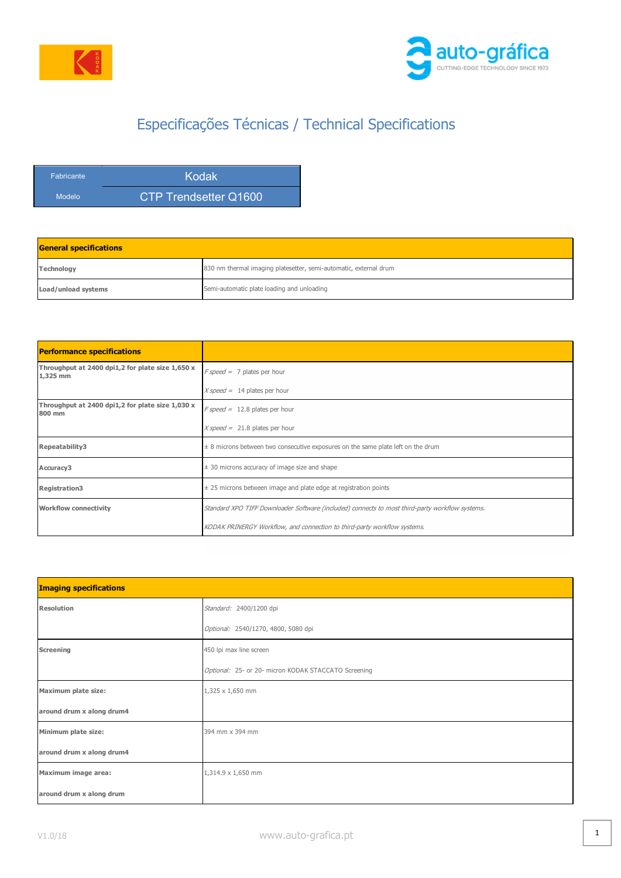# Especificações Técnicas / Technical Specifications

| Fabricante | Kodak |
|---|---|
| Modelo | CTP Trendsetter Q1600 |

| **General specifications** | |
|---|---|
| **Technology** | 830 nm thermal imaging platesetter, semi-automatic, external drum |
| **Load/unload systems** | Semi-automatic plate loading and unloading |

| **Performance specifications** | |
|---|---|
| **Throughput at 2400 dpi1,2 for plate size 1,650 x 1,325 mm** | *F speed =* 7 plates per hour<br>*X speed =* 14 plates per hour |
| **Throughput at 2400 dpi1,2 for plate size 1,030 x 800 mm** | *F speed =* 12.8 plates per hour<br>*X speed =* 21.8 plates per hour |
| **Repeatability3** | ± 8 microns between two consecutive exposures on the same plate left on the drum |
| **Accuracy3** | ± 30 microns accuracy of image size and shape |
| **Registration3** | ± 25 microns between image and plate edge at registration points |
| **Workflow connectivity** | *Standard XPO TIFF Downloader Software (included) connects to most third-party workflow systems.*<br>*KODAK PRINERGY Workflow, and connection to third-party workflow systems.* |

| **Imaging specifications** | |
|---|---|
| **Resolution** | *Standard:* 2400/1200 dpi<br>*Optional:* 2540/1270, 4800, 5080 dpi |
| **Screening** | 450 lpi max line screen<br>*Optional:* 25- or 20- micron KODAK STACCATO Screening |
| **Maximum plate size:**<br>**around drum x along drum4** | 1,325 x 1,650 mm |
| **Minimum plate size:**<br>**around drum x along drum4** | 394 mm x 394 mm |
| **Maximum image area:**<br>**around drum x along drum** | 1,314.9 x 1,650 mm |

V1.0/18

www.auto-grafica.pt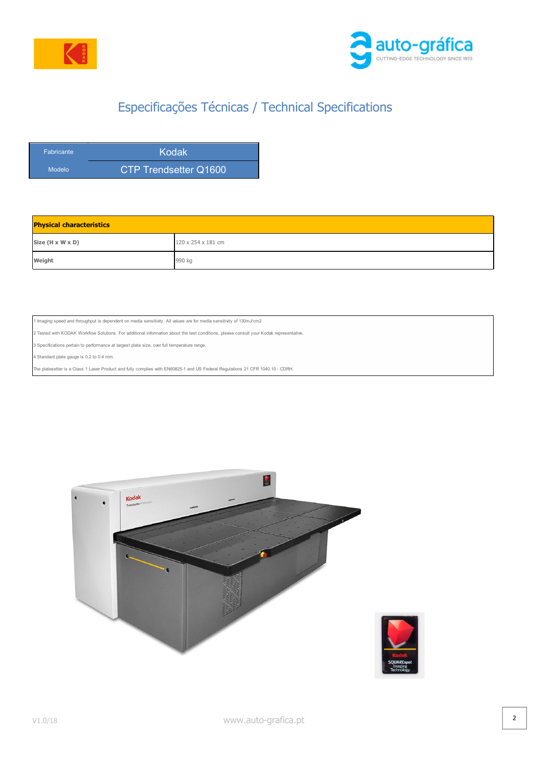# Especificações Técnicas / Technical Specifications

| | |
|---|---|
| Fabricante | Kodak |
| Modelo | CTP Trendsetter Q1600 |

| Physical characteristics | |
|---|---|
| Size (H x W x D) | 120 x 254 x 181 cm |
| Weight | 990 kg |

1 Imaging speed and throughput is dependent on media sensitivity. All values are for media sensitivity of 130mJ/cm2

2 Tested with KODAK Workflow Solutions. For additional information about the test conditions, please consult your Kodak representative.

3 Specifications pertain to performance at largest plate size, over full temperature range.

4 Standard plate gauge is 0.2 to 0.4 mm.

The platesetter is a Class 1 Laser Product and fully complies with EN60825-1 and US Federal Regulations 21 CFR 1040.10 - CDRH.

www.auto-grafica.pt